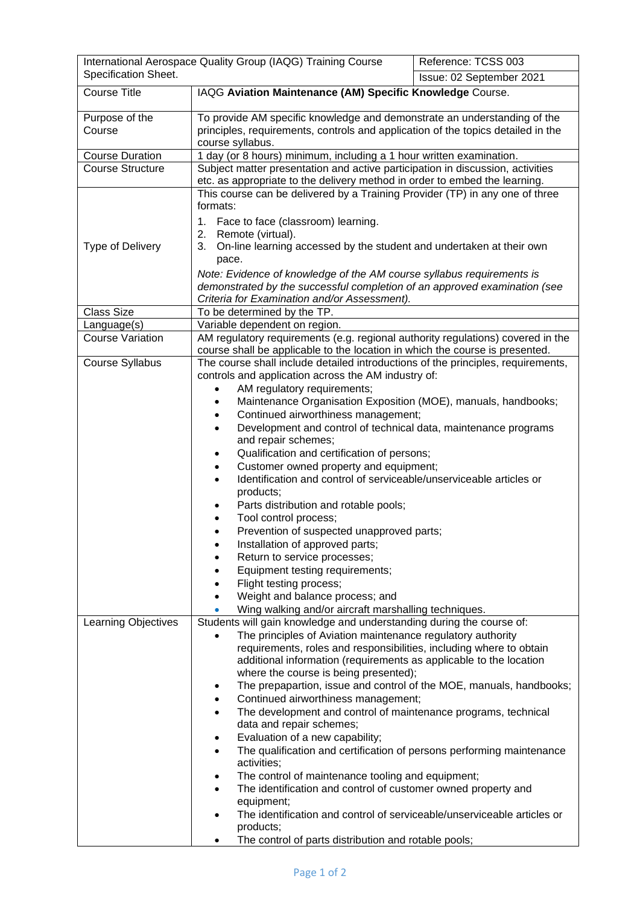| International Aerospace Quality Group (IAQG) Training Course Specification Sheet. | Reference: TCSS 003 |
| --- | --- |
| | Issue: 02 September 2021 |

| | |
| --- | --- |
| Course Title | IAQG **Aviation Maintenance (AM) Specific Knowledge** Course. |
| Purpose of the Course | To provide AM specific knowledge and demonstrate an understanding of the principles, requirements, controls and application of the topics detailed in the course syllabus. |
| Course Duration | 1 day (or 8 hours) minimum, including a 1 hour written examination. |
| Course Structure | Subject matter presentation and active participation in discussion, activities etc. as appropriate to the delivery method in order to embed the learning. |
| Type of Delivery | This course can be delivered by a Training Provider (TP) in any one of three formats:<br>1. Face to face (classroom) learning.<br>2. Remote (virtual).<br>3. On-line learning accessed by the student and undertaken at their own pace.<br>*Note: Evidence of knowledge of the AM course syllabus requirements is demonstrated by the successful completion of an approved examination (see Criteria for Examination and/or Assessment).* |
| Class Size | To be determined by the TP. |
| Language(s) | Variable dependent on region. |
| Course Variation | AM regulatory requirements (e.g. regional authority regulations) covered in the course shall be applicable to the location in which the course is presented. |
| Course Syllabus | The course shall include detailed introductions of the principles, requirements, controls and application across the AM industry of:<br>• AM regulatory requirements;<br>• Maintenance Organisation Exposition (MOE), manuals, handbooks;<br>• Continued airworthiness management;<br>• Development and control of technical data, maintenance programs and repair schemes;<br>• Qualification and certification of persons;<br>• Customer owned property and equipment;<br>• Identification and control of serviceable/unserviceable articles or products;<br>• Parts distribution and rotable pools;<br>• Tool control process;<br>• Prevention of suspected unapproved parts;<br>• Installation of approved parts;<br>• Return to service processes;<br>• Equipment testing requirements;<br>• Flight testing process;<br>• Weight and balance process; and<br>• Wing walking and/or aircraft marshalling techniques. |
| Learning Objectives | Students will gain knowledge and understanding during the course of:<br>• The principles of Aviation maintenance regulatory authority requirements, roles and responsibilities, including where to obtain additional information (requirements as applicable to the location where the course is being presented);<br>• The prepapartion, issue and control of the MOE, manuals, handbooks;<br>• Continued airworthiness management;<br>• The development and control of maintenance programs, technical data and repair schemes;<br>• Evaluation of a new capability;<br>• The qualification and certification of persons performing maintenance activities;<br>• The control of maintenance tooling and equipment;<br>• The identification and control of customer owned property and equipment;<br>• The identification and control of serviceable/unserviceable articles or products;<br>• The control of parts distribution and rotable pools; |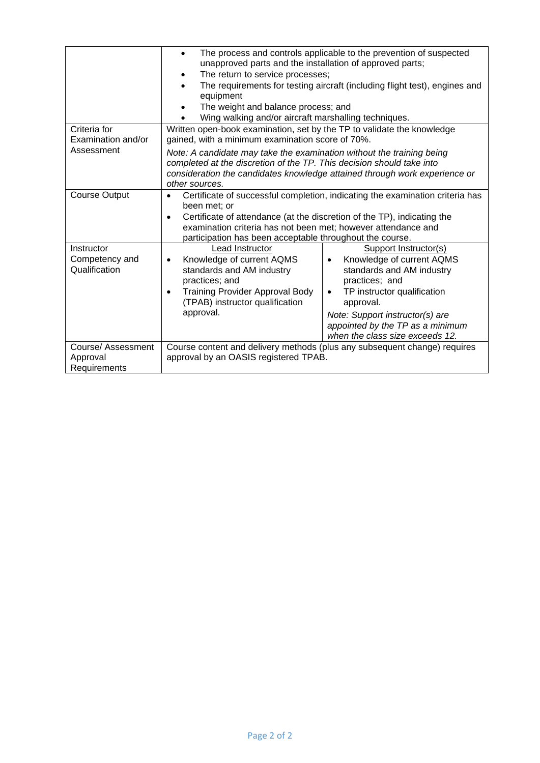| | | |
|---|---|---|
| | • The process and controls applicable to the prevention of suspected unapproved parts and the installation of approved parts;<br>• The return to service processes;<br>• The requirements for testing aircraft (including flight test), engines and equipment<br>• The weight and balance process; and<br>• Wing walking and/or aircraft marshalling techniques. | |
| Criteria for Examination and/or Assessment | Written open-book examination, set by the TP to validate the knowledge gained, with a minimum examination score of 70%.<br>*Note: A candidate may take the examination without the training being completed at the discretion of the TP. This decision should take into consideration the candidates knowledge attained through work experience or other sources.* | |
| Course Output | • Certificate of successful completion, indicating the examination criteria has been met; or<br>• Certificate of attendance (at the discretion of the TP), indicating the examination criteria has not been met; however attendance and participation has been acceptable throughout the course. | |
| Instructor Competency and Qualification | <u>Lead Instructor</u><br>• Knowledge of current AQMS standards and AM industry practices; and<br>• Training Provider Approval Body (TPAB) instructor qualification approval. | <u>Support Instructor(s)</u><br>• Knowledge of current AQMS standards and AM industry practices; and<br>• TP instructor qualification approval.<br>*Note: Support instructor(s) are appointed by the TP as a minimum when the class size exceeds 12.* |
| Course/ Assessment Approval Requirements | Course content and delivery methods (plus any subsequent change) requires approval by an OASIS registered TPAB. | |